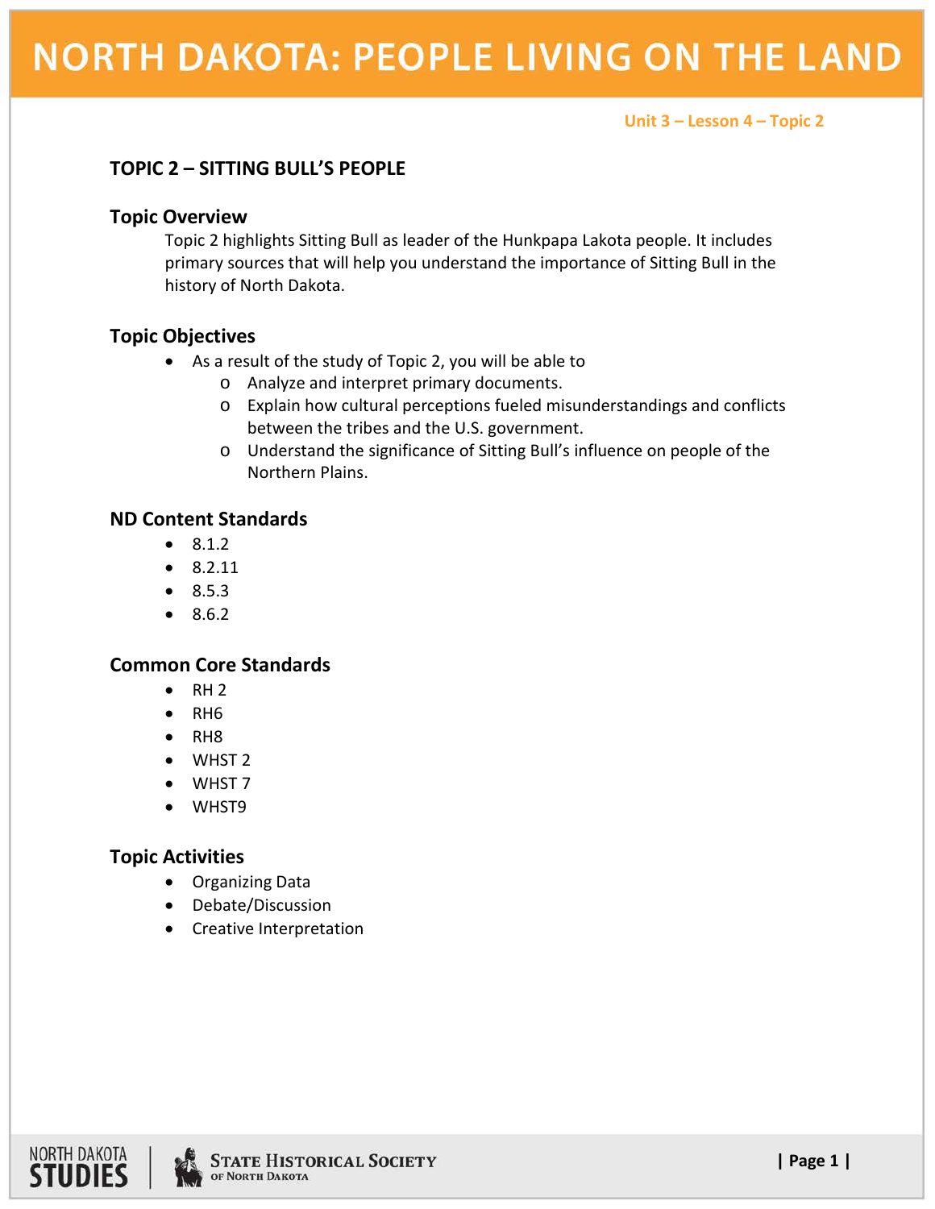# NORTH DAKOTA: PEOPLE LIVING ON THE LAND

Unit 3 – Lesson 4 – Topic 2

## TOPIC 2 – SITTING BULL'S PEOPLE

### Topic Overview

Topic 2 highlights Sitting Bull as leader of the Hunkpapa Lakota people. It includes primary sources that will help you understand the importance of Sitting Bull in the history of North Dakota.

### Topic Objectives

- As a result of the study of Topic 2, you will be able to
  - Analyze and interpret primary documents.
  - Explain how cultural perceptions fueled misunderstandings and conflicts between the tribes and the U.S. government.
  - Understand the significance of Sitting Bull's influence on people of the Northern Plains.

### ND Content Standards

- 8.1.2
- 8.2.11
- 8.5.3
- 8.6.2

### Common Core Standards

- RH 2
- RH6
- RH8
- WHST 2
- WHST 7
- WHST9

### Topic Activities

- Organizing Data
- Debate/Discussion
- Creative Interpretation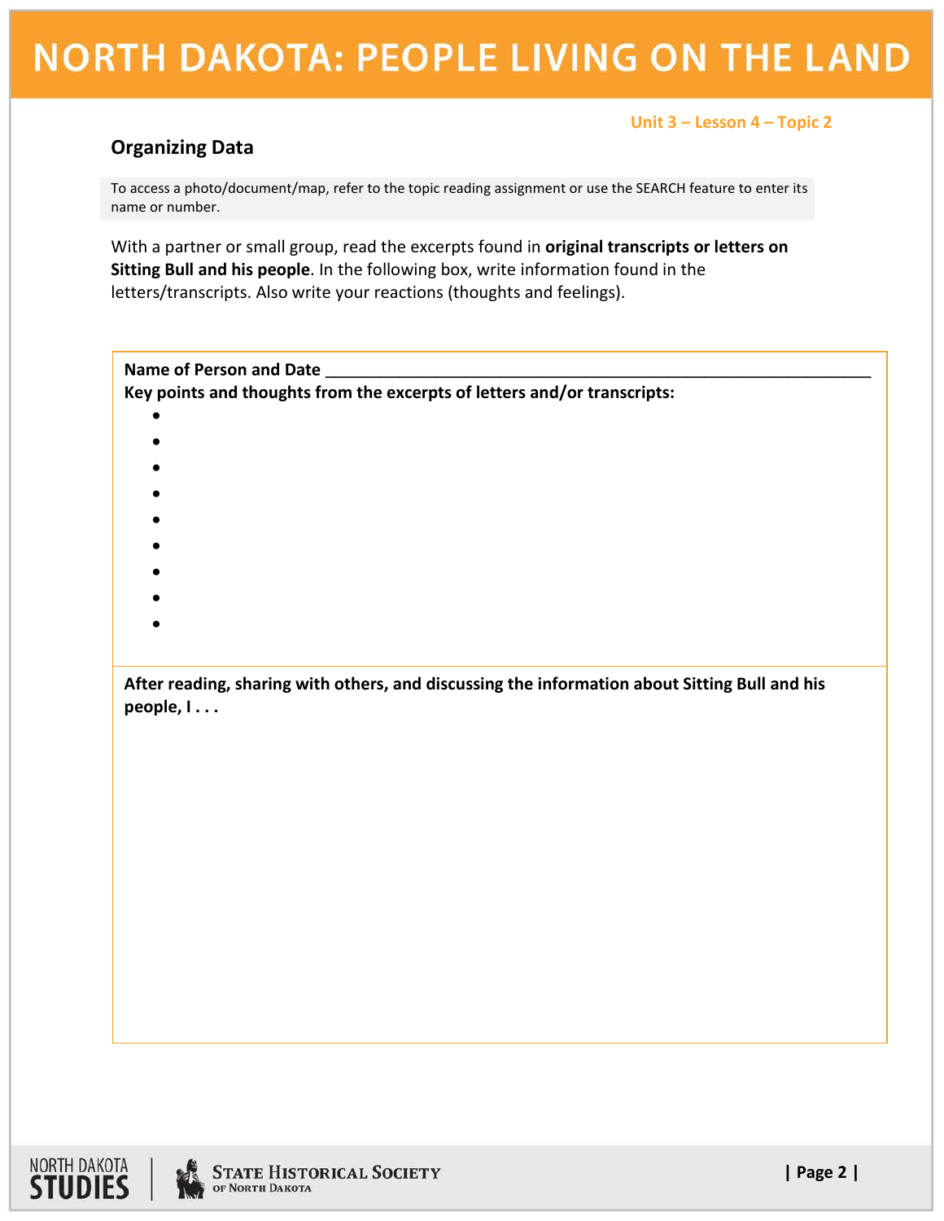Unit 3 – Lesson 4 – Topic 2

## Organizing Data

To access a photo/document/map, refer to the topic reading assignment or use the SEARCH feature to enter its name or number.

With a partner or small group, read the excerpts found in **original transcripts or letters on Sitting Bull and his people**. In the following box, write information found in the letters/transcripts. Also write your reactions (thoughts and feelings).

**Name of Person and Date** ____________________________________________________________

**Key points and thoughts from the excerpts of letters and/or transcripts:**

- 
- 
- 
- 
- 
- 
- 
- 
- 

**After reading, sharing with others, and discussing the information about Sitting Bull and his people, I . . .**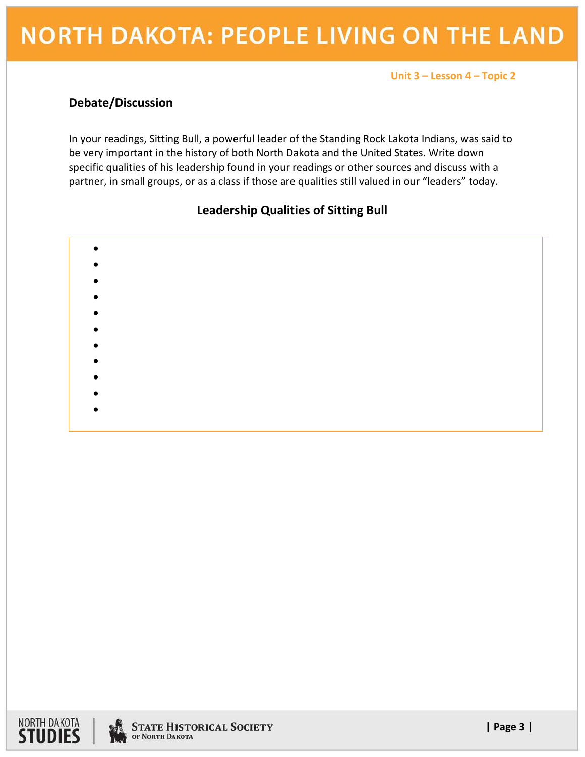## Debate/Discussion

In your readings, Sitting Bull, a powerful leader of the Standing Rock Lakota Indians, was said to be very important in the history of both North Dakota and the United States. Write down specific qualities of his leadership found in your readings or other sources and discuss with a partner, in small groups, or as a class if those are qualities still valued in our "leaders" today.

### Leadership Qualities of Sitting Bull

- 
- 
- 
- 
- 
- 
- 
- 
- 
- 
-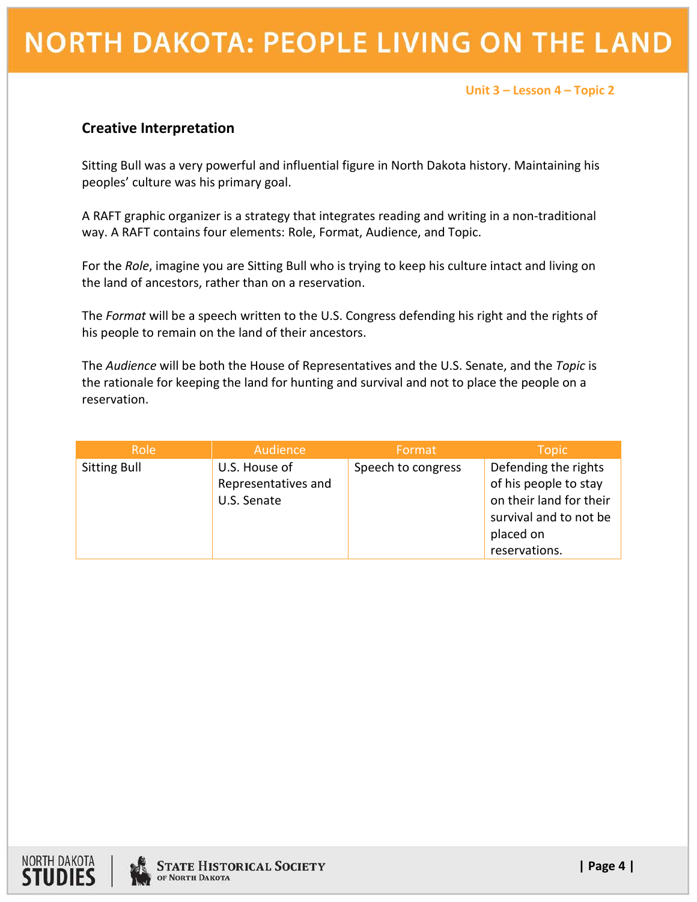Unit 3 – Lesson 4 – Topic 2

## Creative Interpretation

Sitting Bull was a very powerful and influential figure in North Dakota history. Maintaining his peoples' culture was his primary goal.

A RAFT graphic organizer is a strategy that integrates reading and writing in a non-traditional way. A RAFT contains four elements: Role, Format, Audience, and Topic.

For the *Role*, imagine you are Sitting Bull who is trying to keep his culture intact and living on the land of ancestors, rather than on a reservation.

The *Format* will be a speech written to the U.S. Congress defending his right and the rights of his people to remain on the land of their ancestors.

The *Audience* will be both the House of Representatives and the U.S. Senate, and the *Topic* is the rationale for keeping the land for hunting and survival and not to place the people on a reservation.

| Role | Audience | Format | Topic |
|---|---|---|---|
| Sitting Bull | U.S. House of Representatives and U.S. Senate | Speech to congress | Defending the rights of his people to stay on their land for their survival and to not be placed on reservations. |